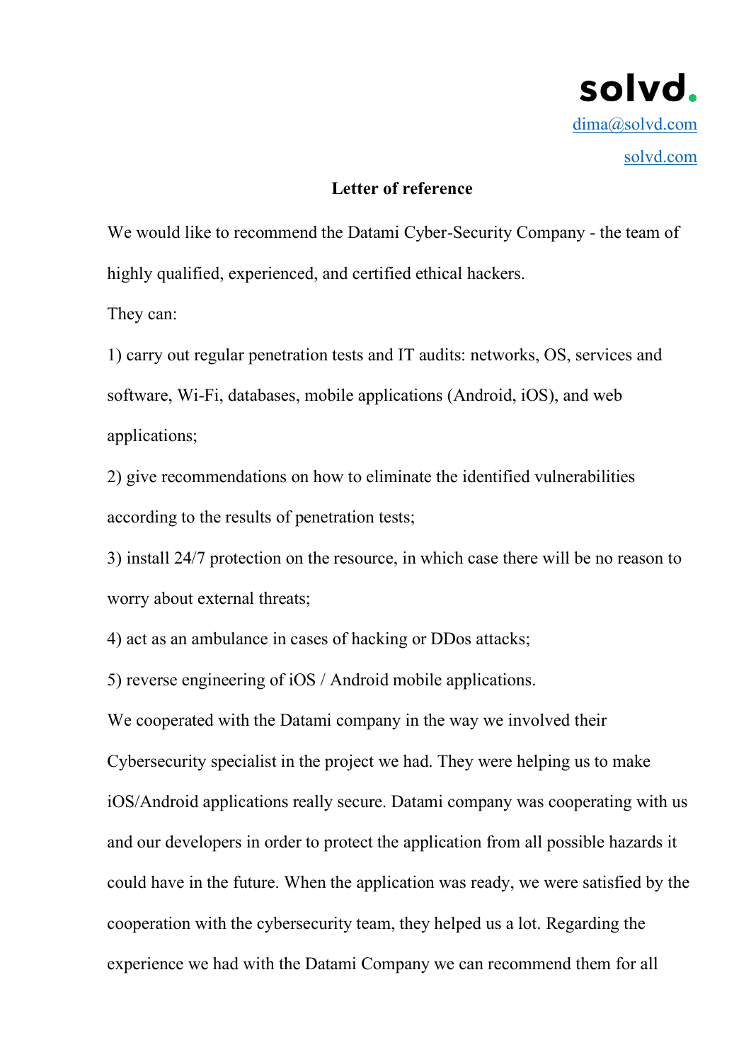**solvd.**

dima@solvd.com

solvd.com

## Letter of reference

We would like to recommend the Datami Cyber-Security Company - the team of highly qualified, experienced, and certified ethical hackers.

They can:

1) carry out regular penetration tests and IT audits: networks, OS, services and software, Wi-Fi, databases, mobile applications (Android, iOS), and web applications;

2) give recommendations on how to eliminate the identified vulnerabilities according to the results of penetration tests;

3) install 24/7 protection on the resource, in which case there will be no reason to worry about external threats;

4) act as an ambulance in cases of hacking or DDos attacks;

5) reverse engineering of iOS / Android mobile applications.

We cooperated with the Datami company in the way we involved their Cybersecurity specialist in the project we had. They were helping us to make iOS/Android applications really secure. Datami company was cooperating with us and our developers in order to protect the application from all possible hazards it could have in the future. When the application was ready, we were satisfied by the cooperation with the cybersecurity team, they helped us a lot. Regarding the experience we had with the Datami Company we can recommend them for all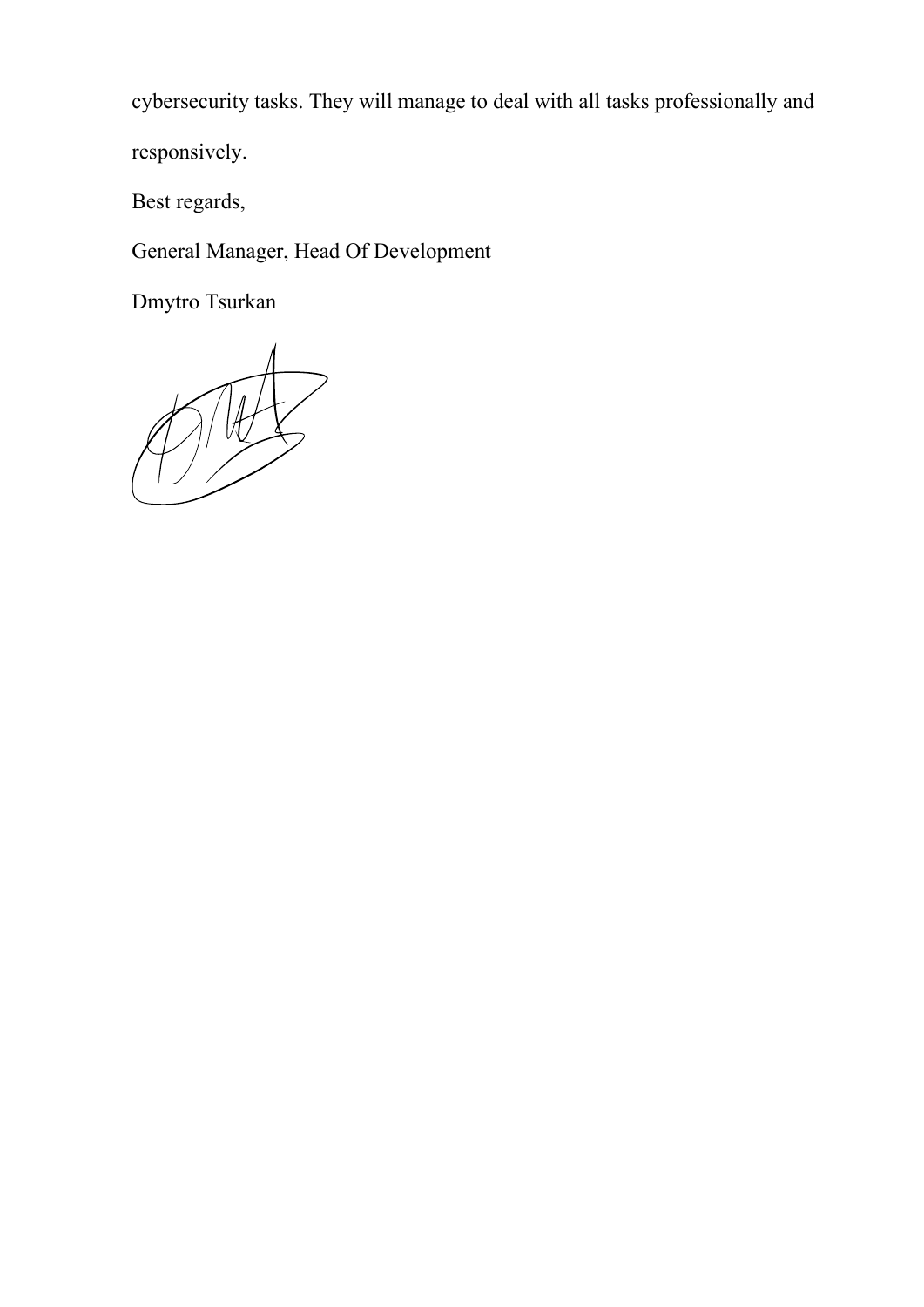cybersecurity tasks. They will manage to deal with all tasks professionally and responsively.

Best regards,

General Manager, Head Of Development

Dmytro Tsurkan